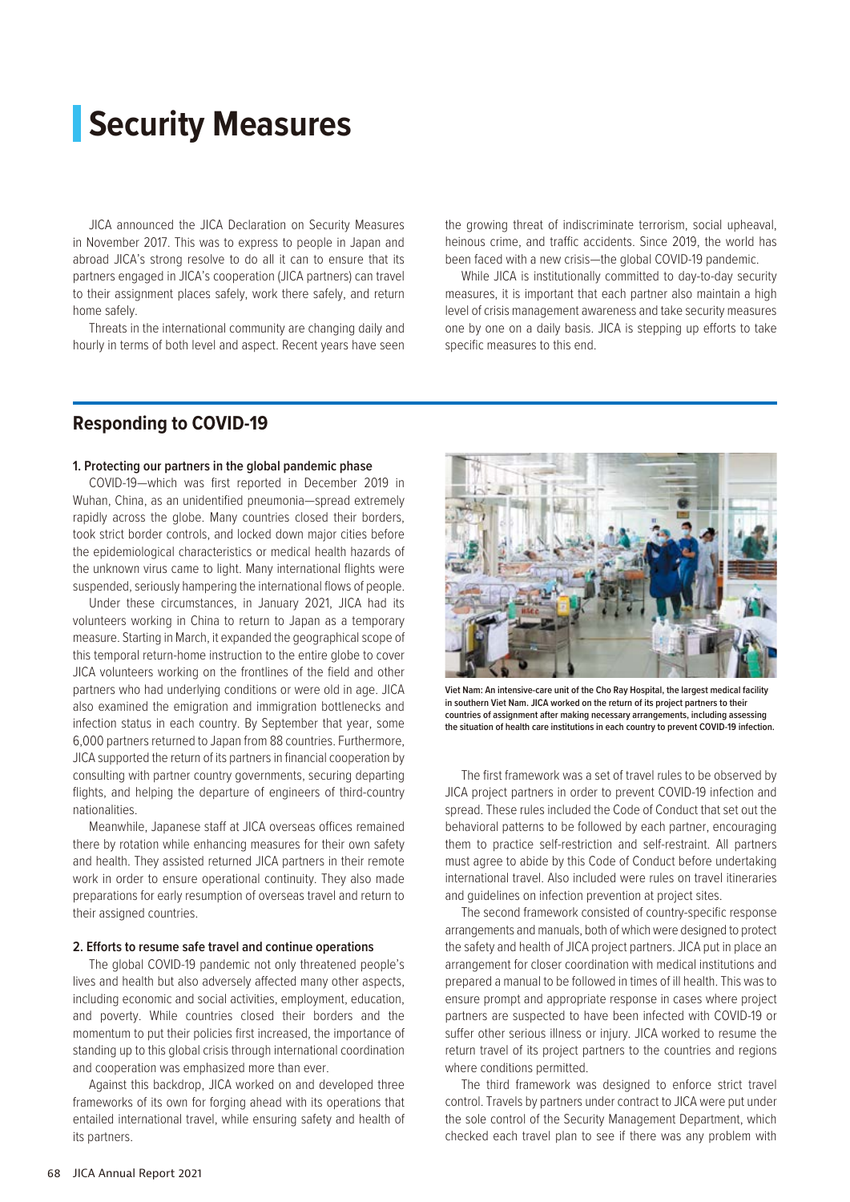# Security Measures

JICA announced the JICA Declaration on Security Measures in November 2017. This was to express to people in Japan and abroad JICA's strong resolve to do all it can to ensure that its partners engaged in JICA's cooperation (JICA partners) can travel to their assignment places safely, work there safely, and return home safely.

Threats in the international community are changing daily and hourly in terms of both level and aspect. Recent years have seen the growing threat of indiscriminate terrorism, social upheaval, heinous crime, and traffic accidents. Since 2019, the world has been faced with a new crisis—the global COVID-19 pandemic.

While JICA is institutionally committed to day-to-day security measures, it is important that each partner also maintain a high level of crisis management awareness and take security measures one by one on a daily basis. JICA is stepping up efforts to take specific measures to this end.

## Responding to COVID-19

### 1. Protecting our partners in the global pandemic phase

COVID-19—which was first reported in December 2019 in Wuhan, China, as an unidentified pneumonia—spread extremely rapidly across the globe. Many countries closed their borders, took strict border controls, and locked down major cities before the epidemiological characteristics or medical health hazards of the unknown virus came to light. Many international flights were suspended, seriously hampering the international flows of people.

Under these circumstances, in January 2021, JICA had its volunteers working in China to return to Japan as a temporary measure. Starting in March, it expanded the geographical scope of this temporal return-home instruction to the entire globe to cover JICA volunteers working on the frontlines of the field and other partners who had underlying conditions or were old in age. JICA also examined the emigration and immigration bottlenecks and infection status in each country. By September that year, some 6,000 partners returned to Japan from 88 countries. Furthermore, JICA supported the return of its partners in financial cooperation by consulting with partner country governments, securing departing flights, and helping the departure of engineers of third-country nationalities.

Meanwhile, Japanese staff at JICA overseas offices remained there by rotation while enhancing measures for their own safety and health. They assisted returned JICA partners in their remote work in order to ensure operational continuity. They also made preparations for early resumption of overseas travel and return to their assigned countries.

### 2. Efforts to resume safe travel and continue operations

The global COVID-19 pandemic not only threatened people's lives and health but also adversely affected many other aspects, including economic and social activities, employment, education, and poverty. While countries closed their borders and the momentum to put their policies first increased, the importance of standing up to this global crisis through international coordination and cooperation was emphasized more than ever.

Against this backdrop, JICA worked on and developed three frameworks of its own for forging ahead with its operations that entailed international travel, while ensuring safety and health of its partners.

**Viet Nam: An intensive-care unit of the Cho Ray Hospital, the largest medical facility in southern Viet Nam. JICA worked on the return of its project partners to their countries of assignment after making necessary arrangements, including assessing the situation of health care institutions in each country to prevent COVID-19 infection.**

The first framework was a set of travel rules to be observed by JICA project partners in order to prevent COVID-19 infection and spread. These rules included the Code of Conduct that set out the behavioral patterns to be followed by each partner, encouraging them to practice self-restriction and self-restraint. All partners must agree to abide by this Code of Conduct before undertaking international travel. Also included were rules on travel itineraries and guidelines on infection prevention at project sites.

The second framework consisted of country-specific response arrangements and manuals, both of which were designed to protect the safety and health of JICA project partners. JICA put in place an arrangement for closer coordination with medical institutions and prepared a manual to be followed in times of ill health. This was to ensure prompt and appropriate response in cases where project partners are suspected to have been infected with COVID-19 or suffer other serious illness or injury. JICA worked to resume the return travel of its project partners to the countries and regions where conditions permitted.

The third framework was designed to enforce strict travel control. Travels by partners under contract to JICA were put under the sole control of the Security Management Department, which checked each travel plan to see if there was any problem with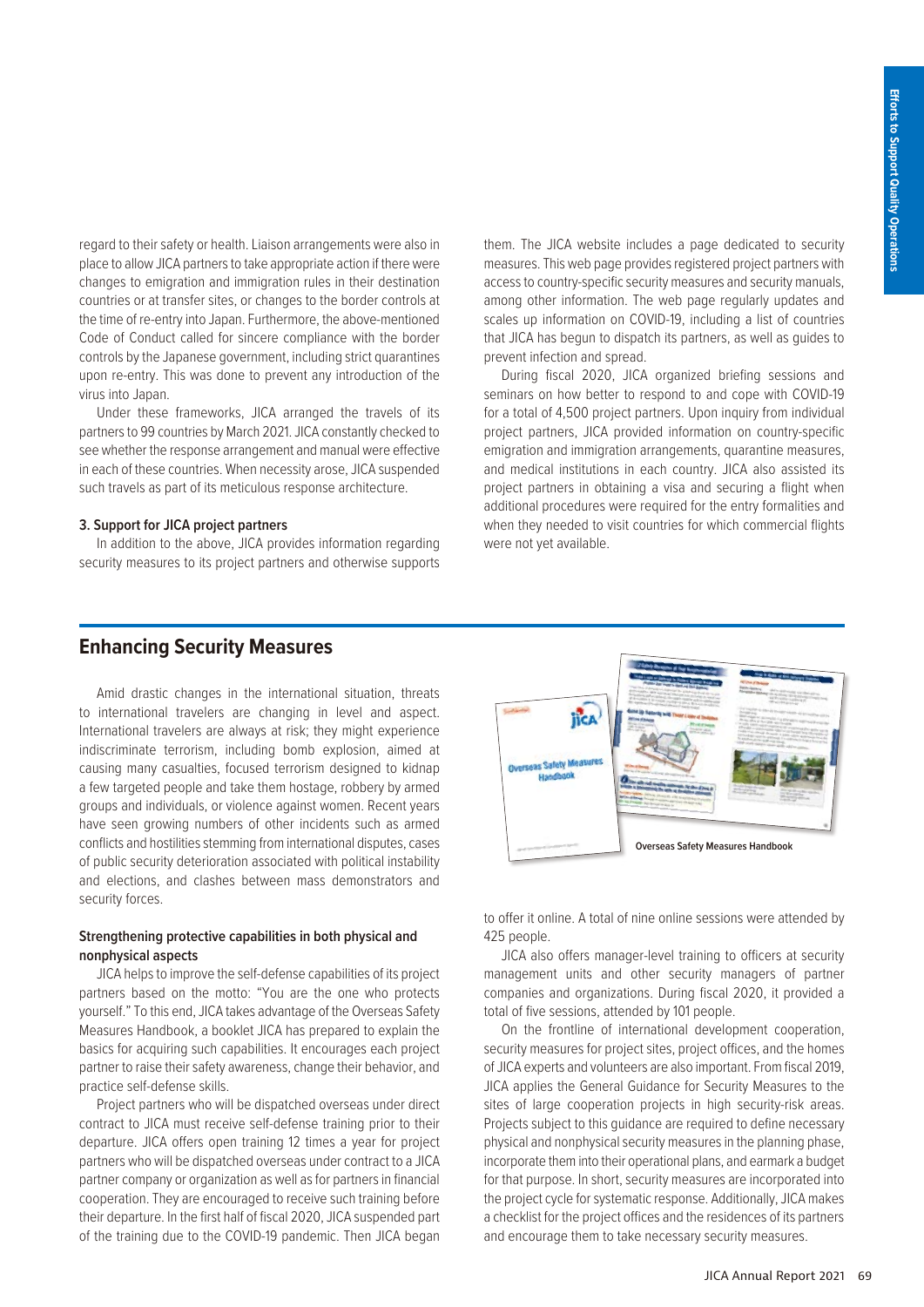regard to their safety or health. Liaison arrangements were also in place to allow JICA partners to take appropriate action if there were changes to emigration and immigration rules in their destination countries or at transfer sites, or changes to the border controls at the time of re-entry into Japan. Furthermore, the above-mentioned Code of Conduct called for sincere compliance with the border controls by the Japanese government, including strict quarantines upon re-entry. This was done to prevent any introduction of the virus into Japan.

Under these frameworks, JICA arranged the travels of its partners to 99 countries by March 2021. JICA constantly checked to see whether the response arrangement and manual were effective in each of these countries. When necessity arose, JICA suspended such travels as part of its meticulous response architecture.

**3. Support for JICA project partners**

In addition to the above, JICA provides information regarding security measures to its project partners and otherwise supports them. The JICA website includes a page dedicated to security measures. This web page provides registered project partners with access to country-specific security measures and security manuals, among other information. The web page regularly updates and scales up information on COVID-19, including a list of countries that JICA has begun to dispatch its partners, as well as guides to prevent infection and spread.

During fiscal 2020, JICA organized briefing sessions and seminars on how better to respond to and cope with COVID-19 for a total of 4,500 project partners. Upon inquiry from individual project partners, JICA provided information on country-specific emigration and immigration arrangements, quarantine measures, and medical institutions in each country. JICA also assisted its project partners in obtaining a visa and securing a flight when additional procedures were required for the entry formalities and when they needed to visit countries for which commercial flights were not yet available.

## Enhancing Security Measures

Amid drastic changes in the international situation, threats to international travelers are changing in level and aspect. International travelers are always at risk; they might experience indiscriminate terrorism, including bomb explosion, aimed at causing many casualties, focused terrorism designed to kidnap a few targeted people and take them hostage, robbery by armed groups and individuals, or violence against women. Recent years have seen growing numbers of other incidents such as armed conflicts and hostilities stemming from international disputes, cases of public security deterioration associated with political instability and elections, and clashes between mass demonstrators and security forces.

**Strengthening protective capabilities in both physical and nonphysical aspects**

JICA helps to improve the self-defense capabilities of its project partners based on the motto: "You are the one who protects yourself." To this end, JICA takes advantage of the Overseas Safety Measures Handbook, a booklet JICA has prepared to explain the basics for acquiring such capabilities. It encourages each project partner to raise their safety awareness, change their behavior, and practice self-defense skills.

Project partners who will be dispatched overseas under direct contract to JICA must receive self-defense training prior to their departure. JICA offers open training 12 times a year for project partners who will be dispatched overseas under contract to a JICA partner company or organization as well as for partners in financial cooperation. They are encouraged to receive such training before their departure. In the first half of fiscal 2020, JICA suspended part of the training due to the COVID-19 pandemic. Then JICA began to offer it online. A total of nine online sessions were attended by 425 people.

Overseas Safety Measures Handbook

JICA also offers manager-level training to officers at security management units and other security managers of partner companies and organizations. During fiscal 2020, it provided a total of five sessions, attended by 101 people.

On the frontline of international development cooperation, security measures for project sites, project offices, and the homes of JICA experts and volunteers are also important. From fiscal 2019, JICA applies the General Guidance for Security Measures to the sites of large cooperation projects in high security-risk areas. Projects subject to this guidance are required to define necessary physical and nonphysical security measures in the planning phase, incorporate them into their operational plans, and earmark a budget for that purpose. In short, security measures are incorporated into the project cycle for systematic response. Additionally, JICA makes a checklist for the project offices and the residences of its partners and encourage them to take necessary security measures.